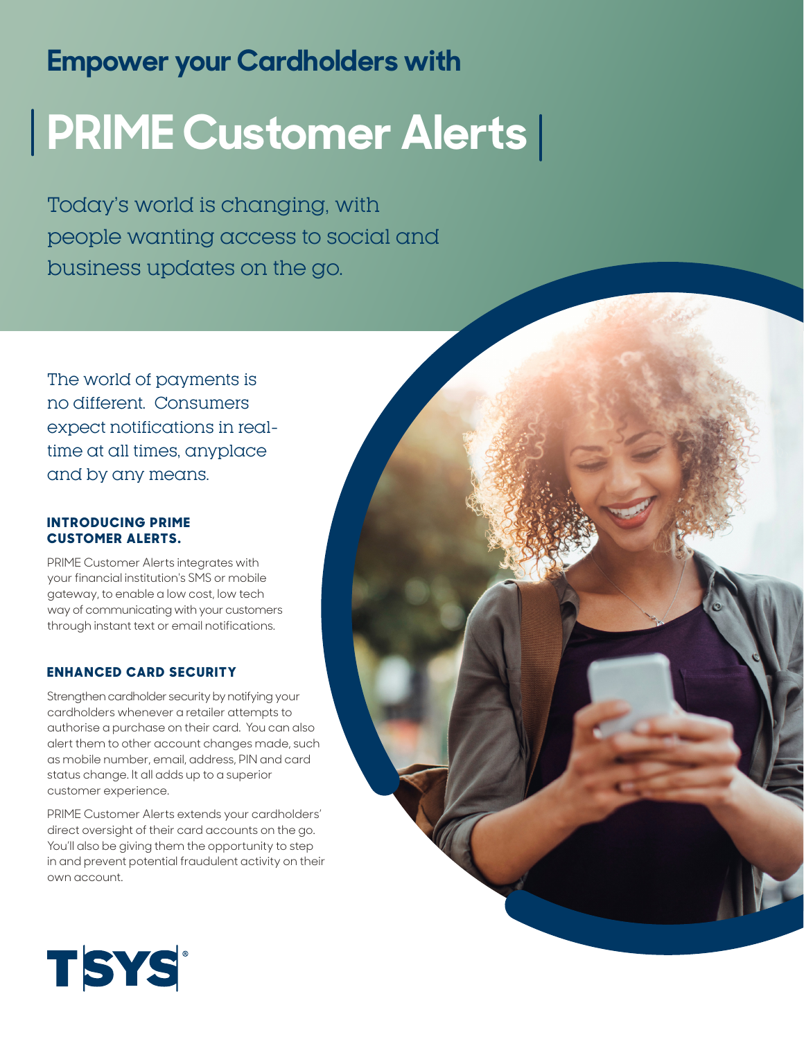## Empower your Cardholders with

# PRIME Customer Alerts

Today's world is changing, with people wanting access to social and business updates on the go.

The world of payments is no different. Consumers expect notifications in real-time at all times, anyplace and by any means.

### INTRODUCING PRIME CUSTOMER ALERTS.

PRIME Customer Alerts integrates with your financial institution's SMS or mobile gateway, to enable a low cost, low tech way of communicating with your customers through instant text or email notifications.

### ENHANCED CARD SECURITY

Strengthen cardholder security by notifying your cardholders whenever a retailer attempts to authorise a purchase on their card. You can also alert them to other account changes made, such as mobile number, email, address, PIN and card status change. It all adds up to a superior customer experience.

PRIME Customer Alerts extends your cardholders' direct oversight of their card accounts on the go. You'll also be giving them the opportunity to step in and prevent potential fraudulent activity on their own account.

TSYS®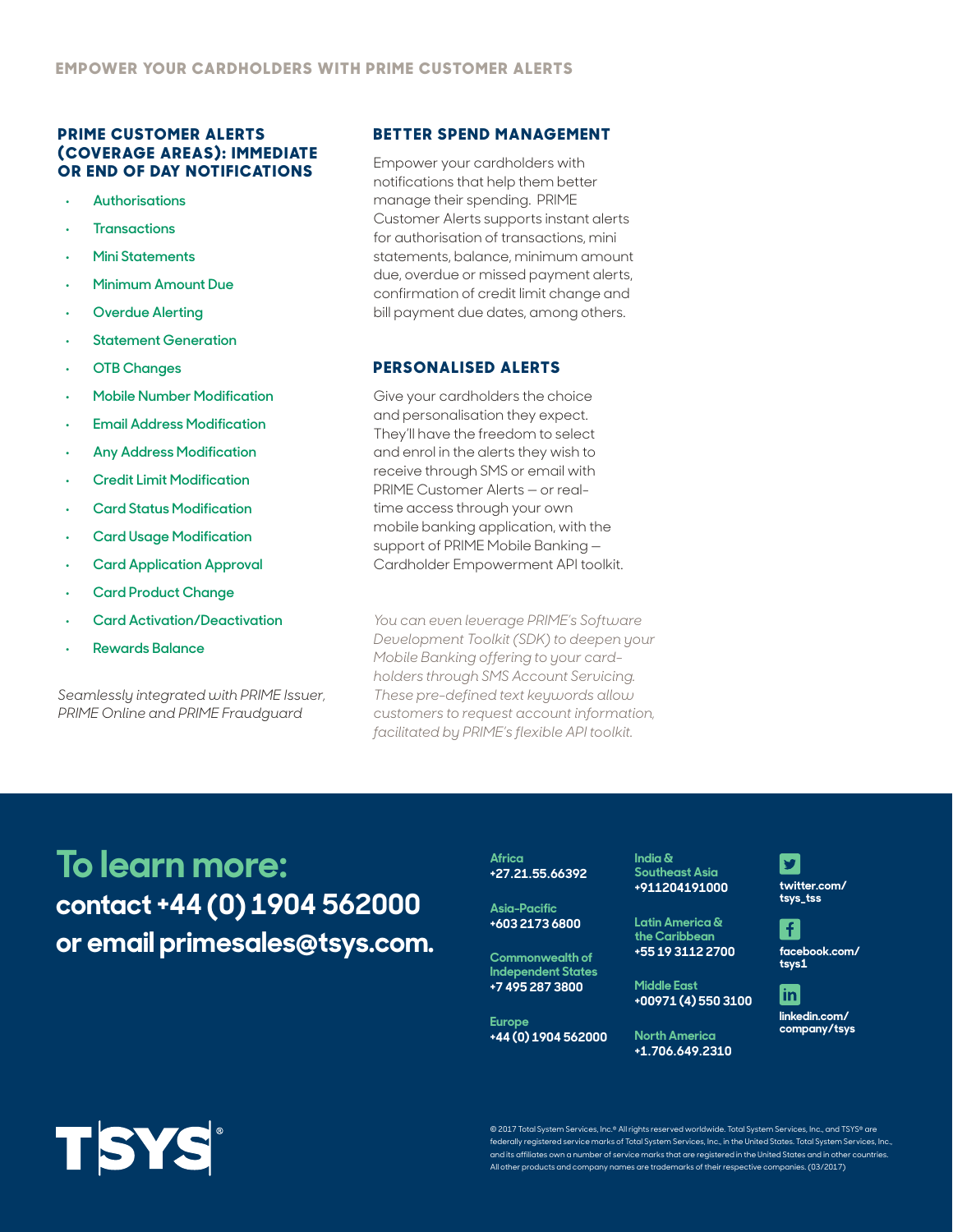## EMPOWER YOUR CARDHOLDERS WITH PRIME CUSTOMER ALERTS

### PRIME CUSTOMER ALERTS (COVERAGE AREAS): IMMEDIATE OR END OF DAY NOTIFICATIONS

- Authorisations
- Transactions
- Mini Statements
- Minimum Amount Due
- Overdue Alerting
- Statement Generation
- OTB Changes
- Mobile Number Modification
- Email Address Modification
- Any Address Modification
- Credit Limit Modification
- Card Status Modification
- Card Usage Modification
- Card Application Approval
- Card Product Change
- Card Activation/Deactivation
- Rewards Balance

*Seamlessly integrated with PRIME Issuer, PRIME Online and PRIME Fraudguard*

### BETTER SPEND MANAGEMENT

Empower your cardholders with notifications that help them better manage their spending. PRIME Customer Alerts supports instant alerts for authorisation of transactions, mini statements, balance, minimum amount due, overdue or missed payment alerts, confirmation of credit limit change and bill payment due dates, among others.

### PERSONALISED ALERTS

Give your cardholders the choice and personalisation they expect. They'll have the freedom to select and enrol in the alerts they wish to receive through SMS or email with PRIME Customer Alerts — or real-time access through your own mobile banking application, with the support of PRIME Mobile Banking — Cardholder Empowerment API toolkit.

*You can even leverage PRIME's Software Development Toolkit (SDK) to deepen your Mobile Banking offering to your card-holders through SMS Account Servicing. These pre-defined text keywords allow customers to request account information, facilitated by PRIME's flexible API toolkit.*

## To learn more:

**contact +44 (0) 1904 562000 or email primesales@tsys.com.**

**Africa**
+27.21.55.66392

**Asia-Pacific**
+603 2173 6800

**Commonwealth of Independent States**
+7 495 287 3800

**Europe**
+44 (0) 1904 562000

**India & Southeast Asia**
+911204191000

**Latin America & the Caribbean**
+55 19 3112 2700

**Middle East**
+00971 (4) 550 3100

**North America**
+1.706.649.2310

twitter.com/tsys_tss

facebook.com/tsys1

linkedin.com/company/tsys

TSYS®

© 2017 Total System Services, Inc.® All rights reserved worldwide. Total System Services, Inc., and TSYS® are federally registered service marks of Total System Services, Inc., in the United States. Total System Services, Inc., and its affiliates own a number of service marks that are registered in the United States and in other countries. All other products and company names are trademarks of their respective companies. (03/2017)